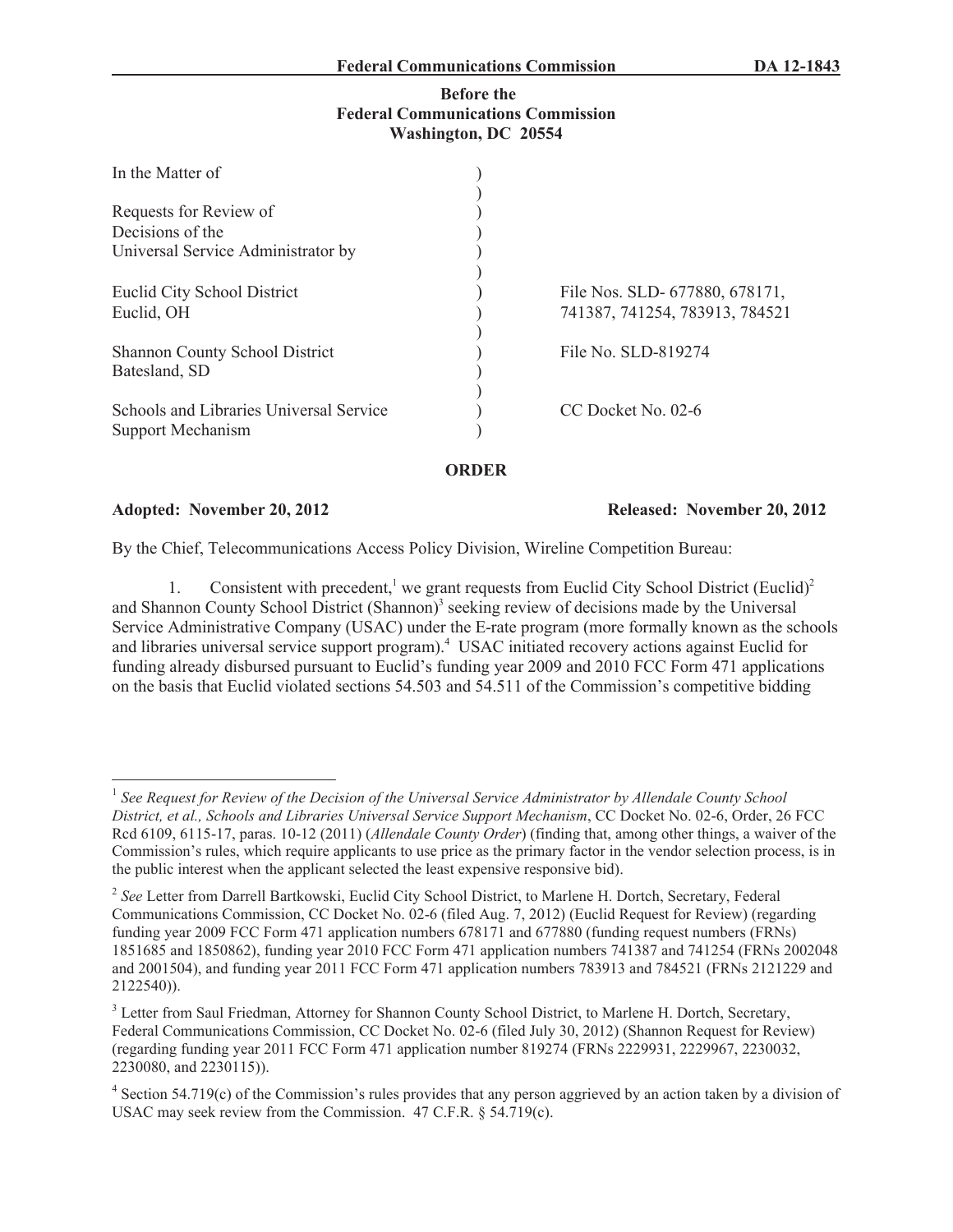**Before the**
**Federal Communications Commission**
**Washington, DC 20554**

| | | |
|---|---|---|
| In the Matter of | ) | |
| | ) | |
| Requests for Review of | ) | |
| Decisions of the | ) | |
| Universal Service Administrator by | ) | |
| | ) | |
| Euclid City School District | ) | File Nos. SLD- 677880, 678171, |
| Euclid, OH | ) | 741387, 741254, 783913, 784521 |
| | ) | |
| Shannon County School District | ) | File No. SLD-819274 |
| Batesland, SD | ) | |
| | ) | |
| Schools and Libraries Universal Service | ) | CC Docket No. 02-6 |
| Support Mechanism | ) | |

**ORDER**

**Adopted: November 20, 2012** **Released: November 20, 2012**

By the Chief, Telecommunications Access Policy Division, Wireline Competition Bureau:

1. Consistent with precedent,[1] we grant requests from Euclid City School District (Euclid)[2] and Shannon County School District (Shannon)[3] seeking review of decisions made by the Universal Service Administrative Company (USAC) under the E-rate program (more formally known as the schools and libraries universal service support program).[4] USAC initiated recovery actions against Euclid for funding already disbursed pursuant to Euclid's funding year 2009 and 2010 FCC Form 471 applications on the basis that Euclid violated sections 54.503 and 54.511 of the Commission's competitive bidding

---

[1] *See Request for Review of the Decision of the Universal Service Administrator by Allendale County School District, et al., Schools and Libraries Universal Service Support Mechanism*, CC Docket No. 02-6, Order, 26 FCC Rcd 6109, 6115-17, paras. 10-12 (2011) (*Allendale County Order*) (finding that, among other things, a waiver of the Commission's rules, which require applicants to use price as the primary factor in the vendor selection process, is in the public interest when the applicant selected the least expensive responsive bid).

[2] *See* Letter from Darrell Bartkowski, Euclid City School District, to Marlene H. Dortch, Secretary, Federal Communications Commission, CC Docket No. 02-6 (filed Aug. 7, 2012) (Euclid Request for Review) (regarding funding year 2009 FCC Form 471 application numbers 678171 and 677880 (funding request numbers (FRNs) 1851685 and 1850862), funding year 2010 FCC Form 471 application numbers 741387 and 741254 (FRNs 2002048 and 2001504), and funding year 2011 FCC Form 471 application numbers 783913 and 784521 (FRNs 2121229 and 2122540)).

[3] Letter from Saul Friedman, Attorney for Shannon County School District, to Marlene H. Dortch, Secretary, Federal Communications Commission, CC Docket No. 02-6 (filed July 30, 2012) (Shannon Request for Review) (regarding funding year 2011 FCC Form 471 application number 819274 (FRNs 2229931, 2229967, 2230032, 2230080, and 2230115)).

[4] Section 54.719(c) of the Commission's rules provides that any person aggrieved by an action taken by a division of USAC may seek review from the Commission. 47 C.F.R. § 54.719(c).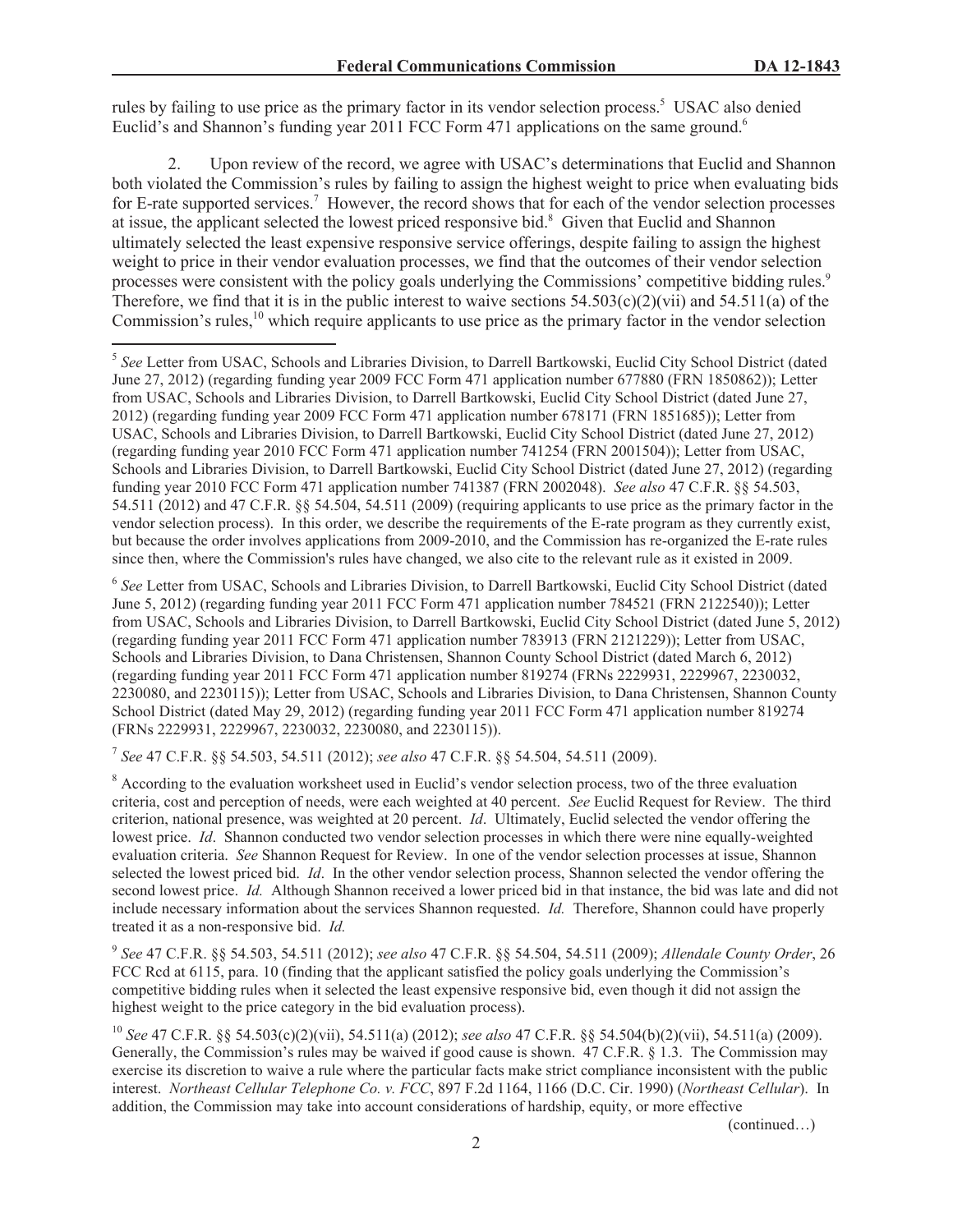rules by failing to use price as the primary factor in its vendor selection process.[5] USAC also denied Euclid's and Shannon's funding year 2011 FCC Form 471 applications on the same ground.[6]

2. Upon review of the record, we agree with USAC's determinations that Euclid and Shannon both violated the Commission's rules by failing to assign the highest weight to price when evaluating bids for E-rate supported services.[7] However, the record shows that for each of the vendor selection processes at issue, the applicant selected the lowest priced responsive bid.[8] Given that Euclid and Shannon ultimately selected the least expensive responsive service offerings, despite failing to assign the highest weight to price in their vendor evaluation processes, we find that the outcomes of their vendor selection processes were consistent with the policy goals underlying the Commissions' competitive bidding rules.[9] Therefore, we find that it is in the public interest to waive sections 54.503(c)(2)(vii) and 54.511(a) of the Commission's rules,[10] which require applicants to use price as the primary factor in the vendor selection

---

[5] *See* Letter from USAC, Schools and Libraries Division, to Darrell Bartkowski, Euclid City School District (dated June 27, 2012) (regarding funding year 2009 FCC Form 471 application number 677880 (FRN 1850862)); Letter from USAC, Schools and Libraries Division, to Darrell Bartkowski, Euclid City School District (dated June 27, 2012) (regarding funding year 2009 FCC Form 471 application number 678171 (FRN 1851685)); Letter from USAC, Schools and Libraries Division, to Darrell Bartkowski, Euclid City School District (dated June 27, 2012) (regarding funding year 2010 FCC Form 471 application number 741254 (FRN 2001504)); Letter from USAC, Schools and Libraries Division, to Darrell Bartkowski, Euclid City School District (dated June 27, 2012) (regarding funding year 2010 FCC Form 471 application number 741387 (FRN 2002048). *See also* 47 C.F.R. §§ 54.503, 54.511 (2012) and 47 C.F.R. §§ 54.504, 54.511 (2009) (requiring applicants to use price as the primary factor in the vendor selection process). In this order, we describe the requirements of the E-rate program as they currently exist, but because the order involves applications from 2009-2010, and the Commission has re-organized the E-rate rules since then, where the Commission's rules have changed, we also cite to the relevant rule as it existed in 2009.

[6] *See* Letter from USAC, Schools and Libraries Division, to Darrell Bartkowski, Euclid City School District (dated June 5, 2012) (regarding funding year 2011 FCC Form 471 application number 784521 (FRN 2122540)); Letter from USAC, Schools and Libraries Division, to Darrell Bartkowski, Euclid City School District (dated June 5, 2012) (regarding funding year 2011 FCC Form 471 application number 783913 (FRN 2121229)); Letter from USAC, Schools and Libraries Division, to Dana Christensen, Shannon County School District (dated March 6, 2012) (regarding funding year 2011 FCC Form 471 application number 819274 (FRNs 2229931, 2229967, 2230032, 2230080, and 2230115)); Letter from USAC, Schools and Libraries Division, to Dana Christensen, Shannon County School District (dated May 29, 2012) (regarding funding year 2011 FCC Form 471 application number 819274 (FRNs 2229931, 2229967, 2230032, 2230080, and 2230115)).

[7] *See* 47 C.F.R. §§ 54.503, 54.511 (2012); *see also* 47 C.F.R. §§ 54.504, 54.511 (2009).

[8] According to the evaluation worksheet used in Euclid's vendor selection process, two of the three evaluation criteria, cost and perception of needs, were each weighted at 40 percent. *See* Euclid Request for Review. The third criterion, national presence, was weighted at 20 percent. *Id*. Ultimately, Euclid selected the vendor offering the lowest price. *Id*. Shannon conducted two vendor selection processes in which there were nine equally-weighted evaluation criteria. *See* Shannon Request for Review. In one of the vendor selection processes at issue, Shannon selected the lowest priced bid. *Id*. In the other vendor selection process, Shannon selected the vendor offering the second lowest price. *Id.* Although Shannon received a lower priced bid in that instance, the bid was late and did not include necessary information about the services Shannon requested. *Id.* Therefore, Shannon could have properly treated it as a non-responsive bid. *Id.*

[9] *See* 47 C.F.R. §§ 54.503, 54.511 (2012); *see also* 47 C.F.R. §§ 54.504, 54.511 (2009); *Allendale County Order*, 26 FCC Rcd at 6115, para. 10 (finding that the applicant satisfied the policy goals underlying the Commission's competitive bidding rules when it selected the least expensive responsive bid, even though it did not assign the highest weight to the price category in the bid evaluation process).

[10] *See* 47 C.F.R. §§ 54.503(c)(2)(vii), 54.511(a) (2012); *see also* 47 C.F.R. §§ 54.504(b)(2)(vii), 54.511(a) (2009). Generally, the Commission's rules may be waived if good cause is shown. 47 C.F.R. § 1.3. The Commission may exercise its discretion to waive a rule where the particular facts make strict compliance inconsistent with the public interest. *Northeast Cellular Telephone Co. v. FCC*, 897 F.2d 1164, 1166 (D.C. Cir. 1990) (*Northeast Cellular*). In addition, the Commission may take into account considerations of hardship, equity, or more effective

(continued…)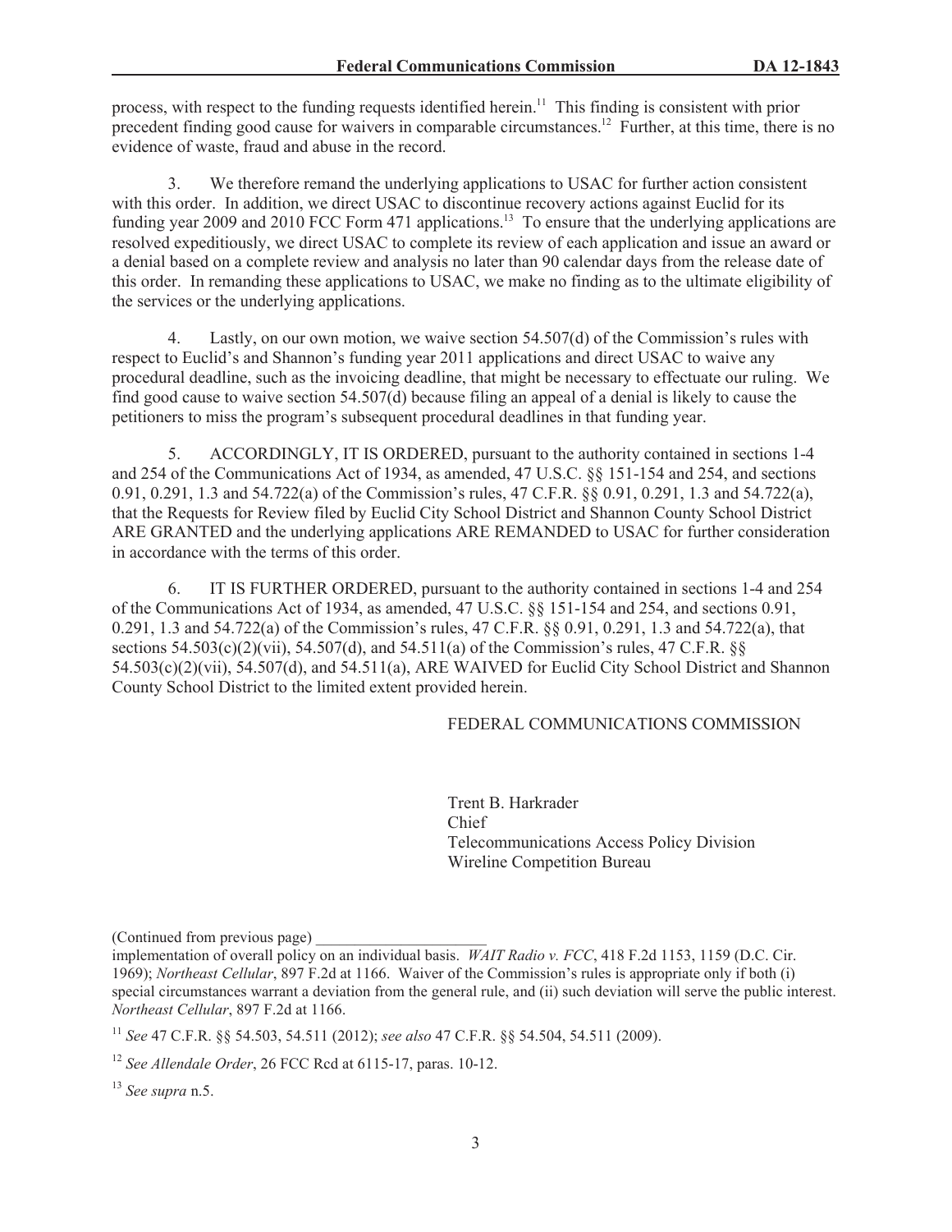process, with respect to the funding requests identified herein.[11] This finding is consistent with prior precedent finding good cause for waivers in comparable circumstances.[12] Further, at this time, there is no evidence of waste, fraud and abuse in the record.

3. We therefore remand the underlying applications to USAC for further action consistent with this order. In addition, we direct USAC to discontinue recovery actions against Euclid for its funding year 2009 and 2010 FCC Form 471 applications.[13] To ensure that the underlying applications are resolved expeditiously, we direct USAC to complete its review of each application and issue an award or a denial based on a complete review and analysis no later than 90 calendar days from the release date of this order. In remanding these applications to USAC, we make no finding as to the ultimate eligibility of the services or the underlying applications.

4. Lastly, on our own motion, we waive section 54.507(d) of the Commission's rules with respect to Euclid's and Shannon's funding year 2011 applications and direct USAC to waive any procedural deadline, such as the invoicing deadline, that might be necessary to effectuate our ruling. We find good cause to waive section 54.507(d) because filing an appeal of a denial is likely to cause the petitioners to miss the program's subsequent procedural deadlines in that funding year.

5. ACCORDINGLY, IT IS ORDERED, pursuant to the authority contained in sections 1-4 and 254 of the Communications Act of 1934, as amended, 47 U.S.C. §§ 151-154 and 254, and sections 0.91, 0.291, 1.3 and 54.722(a) of the Commission's rules, 47 C.F.R. §§ 0.91, 0.291, 1.3 and 54.722(a), that the Requests for Review filed by Euclid City School District and Shannon County School District ARE GRANTED and the underlying applications ARE REMANDED to USAC for further consideration in accordance with the terms of this order.

6. IT IS FURTHER ORDERED, pursuant to the authority contained in sections 1-4 and 254 of the Communications Act of 1934, as amended, 47 U.S.C. §§ 151-154 and 254, and sections 0.91, 0.291, 1.3 and 54.722(a) of the Commission's rules, 47 C.F.R. §§ 0.91, 0.291, 1.3 and 54.722(a), that sections 54.503(c)(2)(vii), 54.507(d), and 54.511(a) of the Commission's rules, 47 C.F.R. §§ 54.503(c)(2)(vii), 54.507(d), and 54.511(a), ARE WAIVED for Euclid City School District and Shannon County School District to the limited extent provided herein.

FEDERAL COMMUNICATIONS COMMISSION

Trent B. Harkrader
Chief
Telecommunications Access Policy Division
Wireline Competition Bureau

(Continued from previous page)

implementation of overall policy on an individual basis. *WAIT Radio v. FCC*, 418 F.2d 1153, 1159 (D.C. Cir. 1969); *Northeast Cellular*, 897 F.2d at 1166. Waiver of the Commission's rules is appropriate only if both (i) special circumstances warrant a deviation from the general rule, and (ii) such deviation will serve the public interest. *Northeast Cellular*, 897 F.2d at 1166.

[11] *See* 47 C.F.R. §§ 54.503, 54.511 (2012); *see also* 47 C.F.R. §§ 54.504, 54.511 (2009).

[12] *See Allendale Order*, 26 FCC Rcd at 6115-17, paras. 10-12.

[13] *See supra* n.5.